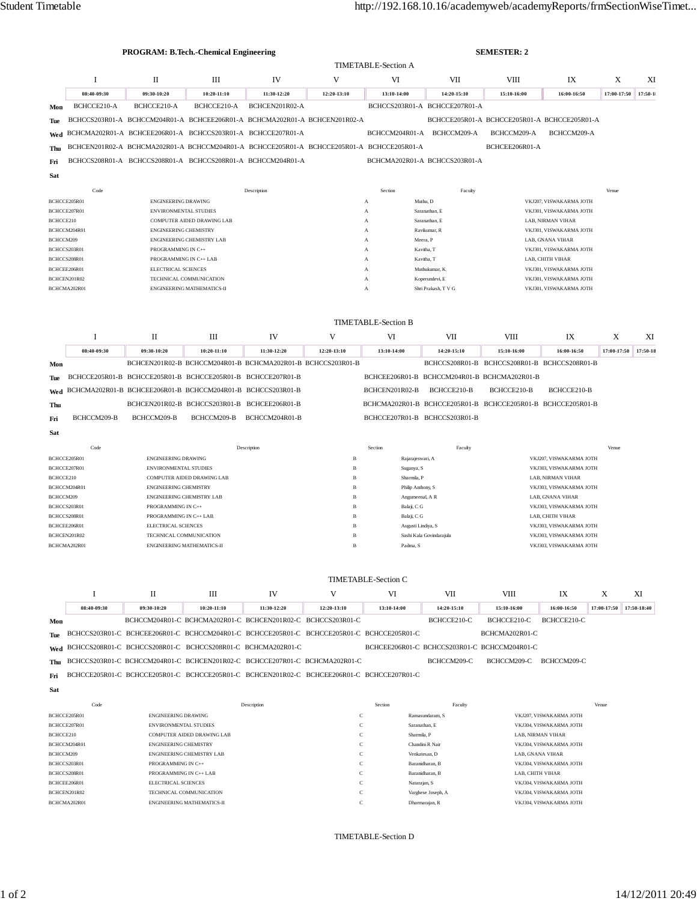**PROGRAM: B.Tech.-Chemical Engineering** **SEMESTER: 2**

## TIMETABLE-Section A

| | I | II | III | IV | V | VI | VII | VIII | IX | X | XI |
|---|---|---|---|---|---|---|---|---|---|---|---|
| | 08:40-09:30 | 09:30-10:20 | 10:20-11:10 | 11:30-12:20 | 12:20-13:10 | 13:10-14:00 | 14:20-15:10 | 15:10-16:00 | 16:00-16:50 | 17:00-17:50 | 17:50-1 |
| **Mon** | BCHCCE210-A | BCHCCE210-A | BCHCCE210-A | BCHCEN201R02-A | | BCHCCS203R01-A | BCHCCE207R01-A | | | | |
| **Tue** | BCHCCS203R01-A | BCHCCM204R01-A | BCHCEE206R01-A | BCHCMA202R01-A | BCHCEN201R02-A | | BCHCCE205R01-A | BCHCCE205R01-A | BCHCCE205R01-A | | |
| **Wed** | BCHCMA202R01-A | BCHCEE206R01-A | BCHCCS203R01-A | BCHCCE207R01-A | | BCHCCM204R01-A | BCHCCM209-A | BCHCCM209-A | BCHCCM209-A | | |
| **Thu** | BCHCEN201R02-A | BCHCMA202R01-A | BCHCCM204R01-A | BCHCCE205R01-A | BCHCCE205R01-A | BCHCCE205R01-A | | BCHCEE206R01-A | | | |
| **Fri** | BCHCCS208R01-A | BCHCCS208R01-A | BCHCCS208R01-A | BCHCCM204R01-A | | BCHCMA202R01-A | BCHCCS203R01-A | | | | |
| **Sat** | | | | | | | | | | | |

| Code | Description | Section | Faculty | Venue |
|---|---|---|---|---|
| BCHCCE205R01 | ENGINEERING DRAWING | A | Muthu, D | VKJ207, VISWAKARMA JOTH |
| BCHCCE207R01 | ENVIRONMENTAL STUDIES | A | Saranathan, E | VKJ301, VISWAKARMA JOTH |
| BCHCCE210 | COMPUTER AIDED DRAWING LAB | A | Saranathan, E | LAB, NIRMAN VIHAR |
| BCHCCM204R01 | ENGINEERING CHEMISTRY | A | Ravikumar, R | VKJ301, VISWAKARMA JOTH |
| BCHCCM209 | ENGINEERING CHEMISTRY LAB | A | Meera, P | LAB, GNANA VIHAR |
| BCHCCS203R01 | PROGRAMMING IN C++ | A | Kavitha, T | VKJ301, VISWAKARMA JOTH |
| BCHCCS208R01 | PROGRAMMING IN C++ LAB | A | Kavitha, T | LAB, CHITH VIHAR |
| BCHCEE206R01 | ELECTRICAL SCIENCES | A | Muthukumar, K | VKJ301, VISWAKARMA JOTH |
| BCHCEN201R02 | TECHNICAL COMMUNICATION | A | Koperundevi, E | VKJ301, VISWAKARMA JOTH |
| BCHCMA202R01 | ENGINEERING MATHEMATICS-II | A | Shri Prakash, T V G | VKJ301, VISWAKARMA JOTH |

## TIMETABLE-Section B

| | I | II | III | IV | V | VI | VII | VIII | IX | X | XI |
|---|---|---|---|---|---|---|---|---|---|---|---|
| | 08:40-09:30 | 09:30-10:20 | 10:20-11:10 | 11:30-12:20 | 12:20-13:10 | 13:10-14:00 | 14:20-15:10 | 15:10-16:00 | 16:00-16:50 | 17:00-17:50 | 17:50-18 |
| **Mon** | | BCHCEN201R02-B | BCHCCM204R01-B | BCHCMA202R01-B | BCHCCS203R01-B | | BCHCCS208R01-B | BCHCCS208R01-B | BCHCCS208R01-B | | |
| **Tue** | BCHCCE205R01-B | BCHCCE205R01-B | BCHCCE205R01-B | BCHCCE207R01-B | | BCHCEE206R01-B | BCHCCM204R01-B | BCHCMA202R01-B | | | |
| **Wed** | BCHCMA202R01-B | BCHCEE206R01-B | BCHCCM204R01-B | BCHCCS203R01-B | | BCHCEN201R02-B | BCHCCE210-B | BCHCCE210-B | BCHCCE210-B | | |
| **Thu** | | BCHCEN201R02-B | BCHCCS203R01-B | BCHCEE206R01-B | | BCHCMA202R01-B | BCHCCE205R01-B | BCHCCE205R01-B | BCHCCE205R01-B | | |
| **Fri** | BCHCCM209-B | BCHCCM209-B | BCHCCM209-B | BCHCCM204R01-B | | BCHCCE207R01-B | BCHCCS203R01-B | | | | |
| **Sat** | | | | | | | | | | | |

| Code | Description | Section | Faculty | Venue |
|---|---|---|---|---|
| BCHCCE205R01 | ENGINEERING DRAWING | B | Rajarajeswari, A | VKJ207, VISWAKARMA JOTH |
| BCHCCE207R01 | ENVIRONMENTAL STUDIES | B | Suganya, S | VKJ303, VISWAKARMA JOTH |
| BCHCCE210 | COMPUTER AIDED DRAWING LAB | B | Sharmila, P | LAB, NIRMAN VIHAR |
| BCHCCM204R01 | ENGINEERING CHEMISTRY | B | Philip Anthony, S | VKJ303, VISWAKARMA JOTH |
| BCHCCM209 | ENGINEERING CHEMISTRY LAB | B | Angumeenal, A R | LAB, GNANA VIHAR |
| BCHCCS203R01 | PROGRAMMING IN C++ | B | Balaji, C G | VKJ303, VISWAKARMA JOTH |
| BCHCCS208R01 | PROGRAMMING IN C++ LAB | B | Balaji, C G | LAB, CHITH VIHAR |
| BCHCEE206R01 | ELECTRICAL SCIENCES | B | Augusti Lindiya, S | VKJ303, VISWAKARMA JOTH |
| BCHCEN201R02 | TECHNICAL COMMUNICATION | B | Sashi Kala Govindarajulu | VKJ303, VISWAKARMA JOTH |
| BCHCMA202R01 | ENGINEERING MATHEMATICS-II | B | Padma, S | VKJ303, VISWAKARMA JOTH |

## TIMETABLE-Section C

| | I | II | III | IV | V | VI | VII | VIII | IX | X | XI |
|---|---|---|---|---|---|---|---|---|---|---|---|
| | 08:40-09:30 | 09:30-10:20 | 10:20-11:10 | 11:30-12:20 | 12:20-13:10 | 13:10-14:00 | 14:20-15:10 | 15:10-16:00 | 16:00-16:50 | 17:00-17:50 | 17:50-18:40 |
| **Mon** | | BCHCCM204R01-C | BCHCMA202R01-C | BCHCEN201R02-C | BCHCCS203R01-C | | BCHCCE210-C | BCHCCE210-C | BCHCCE210-C | | |
| **Tue** | BCHCCS203R01-C | BCHCEE206R01-C | BCHCCM204R01-C | BCHCCE205R01-C | BCHCCE205R01-C | BCHCCE205R01-C | | BCHCMA202R01-C | | | |
| **Wed** | BCHCCS208R01-C | BCHCCS208R01-C | BCHCCS208R01-C | BCHCMA202R01-C | | BCHCEE206R01-C | BCHCCS203R01-C | BCHCCM204R01-C | | | |
| **Thu** | BCHCCS203R01-C | BCHCCM204R01-C | BCHCEN201R02-C | BCHCCE207R01-C | BCHCMA202R01-C | | BCHCCM209-C | BCHCCM209-C | BCHCCM209-C | | |
| **Fri** | BCHCCE205R01-C | BCHCCE205R01-C | BCHCCE205R01-C | BCHCEN201R02-C | BCHCEE206R01-C | BCHCCE207R01-C | | | | | |
| **Sat** | | | | | | | | | | | |

| Code | Description | Section | Faculty | Venue |
|---|---|---|---|---|
| BCHCCE205R01 | ENGINEERING DRAWING | C | Ramasundaram, S | VKJ207, VISWAKARMA JOTH |
| BCHCCE207R01 | ENVIRONMENTAL STUDIES | C | Saranathan, E | VKJ304, VISWAKARMA JOTH |
| BCHCCE210 | COMPUTER AIDED DRAWING LAB | C | Sharmila, P | LAB, NIRMAN VIHAR |
| BCHCCM204R01 | ENGINEERING CHEMISTRY | C | Chandini R Nair | VKJ304, VISWAKARMA JOTH |
| BCHCCM209 | ENGINEERING CHEMISTRY LAB | C | Venkatesan, D | LAB, GNANA VIHAR |
| BCHCCS203R01 | PROGRAMMING IN C++ | C | Baranidharan, B | VKJ304, VISWAKARMA JOTH |
| BCHCCS208R01 | PROGRAMMING IN C++ LAB | C | Baranidharan, B | LAB, CHITH VIHAR |
| BCHCEE206R01 | ELECTRICAL SCIENCES | C | Natarajan, S | VKJ304, VISWAKARMA JOTH |
| BCHCEN201R02 | TECHNICAL COMMUNICATION | C | Varghese Joseph, A | VKJ304, VISWAKARMA JOTH |
| BCHCMA202R01 | ENGINEERING MATHEMATICS-II | C | Dharmarajan, R | VKJ304, VISWAKARMA JOTH |

## TIMETABLE-Section D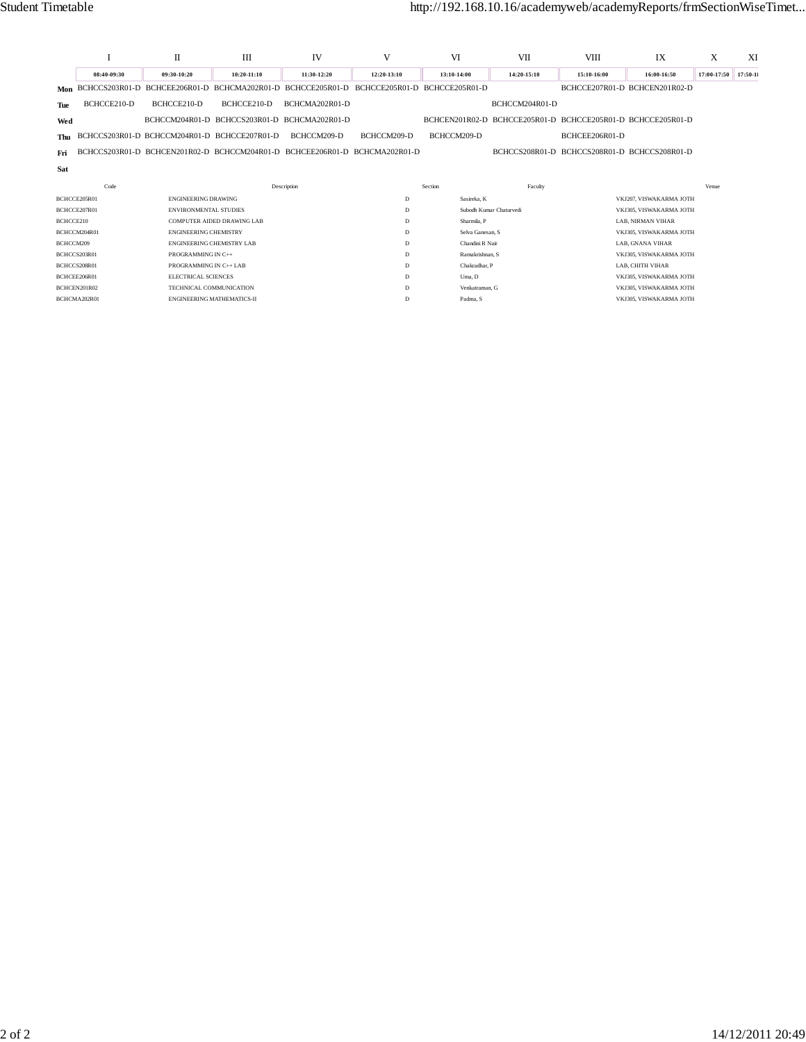| | I | II | III | IV | V | VI | VII | VIII | IX | X | XI |
|---|---|---|---|---|---|---|---|---|---|---|---|
| | 08:40-09:30 | 09:30-10:20 | 10:20-11:10 | 11:30-12:20 | 12:20-13:10 | 13:10-14:00 | 14:20-15:10 | 15:10-16:00 | 16:00-16:50 | 17:00-17:50 | 17:50-18 |
| **Mon** | BCHCCS203R01-D | BCHCEE206R01-D | BCHCMA202R01-D | BCHCCE205R01-D | BCHCCE205R01-D | BCHCCE205R01-D | | BCHCCE207R01-D | BCHCEN201R02-D | | |
| **Tue** | BCHCCE210-D | BCHCCE210-D | BCHCCE210-D | BCHCMA202R01-D | | | BCHCCM204R01-D | | | | |
| **Wed** | | BCHCCM204R01-D | BCHCCS203R01-D | BCHCMA202R01-D | | BCHCEN201R02-D | BCHCCE205R01-D | BCHCCE205R01-D | BCHCCE205R01-D | | |
| **Thu** | BCHCCS203R01-D | BCHCCM204R01-D | BCHCCE207R01-D | BCHCCM209-D | BCHCCM209-D | BCHCCM209-D | | BCHCEE206R01-D | | | |
| **Fri** | BCHCCS203R01-D | BCHCEN201R02-D | BCHCCM204R01-D | BCHCEE206R01-D | BCHCMA202R01-D | | BCHCCS208R01-D | BCHCCS208R01-D | BCHCCS208R01-D | | |
| **Sat** | | | | | | | | | | | |

| Code | Description | Section | Faculty | Venue |
|---|---|---|---|---|
| BCHCCE205R01 | ENGINEERING DRAWING | D | Sasireka, K | VKJ207, VISWAKARMA JOTH |
| BCHCCE207R01 | ENVIRONMENTAL STUDIES | D | Subodh Kumar Chaturvedi | VKJ305, VISWAKARMA JOTH |
| BCHCCE210 | COMPUTER AIDED DRAWING LAB | D | Sharmila, P | LAB, NIRMAN VIHAR |
| BCHCCM204R01 | ENGINEERING CHEMISTRY | D | Selva Ganesan, S | VKJ305, VISWAKARMA JOTH |
| BCHCCM209 | ENGINEERING CHEMISTRY LAB | D | Chandini R Nair | LAB, GNANA VIHAR |
| BCHCCS203R01 | PROGRAMMING IN C++ | D | Ramakrishnan, S | VKJ305, VISWAKARMA JOTH |
| BCHCCS208R01 | PROGRAMMING IN C++ LAB | D | Chakradhar, P | LAB, CHITH VIHAR |
| BCHCEE206R01 | ELECTRICAL SCIENCES | D | Uma, D | VKJ305, VISWAKARMA JOTH |
| BCHCEN201R02 | TECHNICAL COMMUNICATION | D | Venkatraman, G | VKJ305, VISWAKARMA JOTH |
| BCHCMA202R01 | ENGINEERING MATHEMATICS-II | D | Padma, S | VKJ305, VISWAKARMA JOTH |